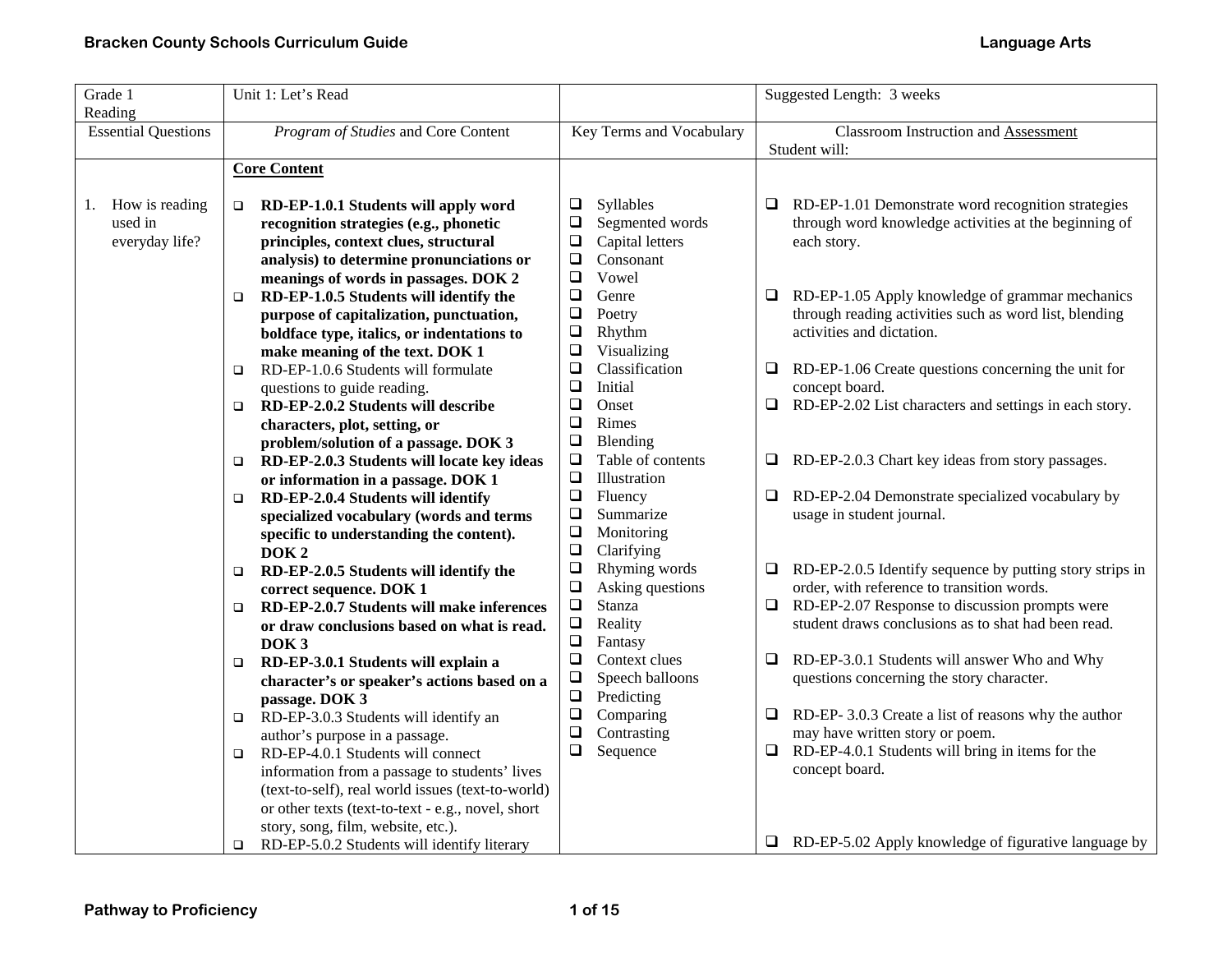| Grade 1<br>Reading | Unit 1: Let's Read | | Suggested Length: 3 weeks |
|---|---|---|---|
| Essential Questions | *Program of Studies* and Core Content | Key Terms and Vocabulary | Classroom Instruction and <u>Assessment</u><br>Student will: |
| 1. How is reading used in everyday life? | **<u>Core Content</u>**<br><br>❑ **RD-EP-1.0.1 Students will apply word recognition strategies (e.g., phonetic principles, context clues, structural analysis) to determine pronunciations or meanings of words in passages. DOK 2**<br>❑ **RD-EP-1.0.5 Students will identify the purpose of capitalization, punctuation, boldface type, italics, or indentations to make meaning of the text. DOK 1**<br>❑ RD-EP-1.0.6 Students will formulate questions to guide reading.<br>❑ **RD-EP-2.0.2 Students will describe characters, plot, setting, or problem/solution of a passage. DOK 3**<br>❑ **RD-EP-2.0.3 Students will locate key ideas or information in a passage. DOK 1**<br>❑ **RD-EP-2.0.4 Students will identify specialized vocabulary (words and terms specific to understanding the content). DOK 2**<br>❑ **RD-EP-2.0.5 Students will identify the correct sequence. DOK 1**<br>❑ **RD-EP-2.0.7 Students will make inferences or draw conclusions based on what is read. DOK 3**<br>❑ **RD-EP-3.0.1 Students will explain a character's or speaker's actions based on a passage. DOK 3**<br>❑ RD-EP-3.0.3 Students will identify an author's purpose in a passage.<br>❑ RD-EP-4.0.1 Students will connect information from a passage to students' lives (text-to-self), real world issues (text-to-world) or other texts (text-to-text - e.g., novel, short story, song, film, website, etc.).<br>❑ RD-EP-5.0.2 Students will identify literary | ❑ Syllables<br>❑ Segmented words<br>❑ Capital letters<br>❑ Consonant<br>❑ Vowel<br>❑ Genre<br>❑ Poetry<br>❑ Rhythm<br>❑ Visualizing<br>❑ Classification<br>❑ Initial<br>❑ Onset<br>❑ Rimes<br>❑ Blending<br>❑ Table of contents<br>❑ Illustration<br>❑ Fluency<br>❑ Summarize<br>❑ Monitoring<br>❑ Clarifying<br>❑ Rhyming words<br>❑ Asking questions<br>❑ Stanza<br>❑ Reality<br>❑ Fantasy<br>❑ Context clues<br>❑ Speech balloons<br>❑ Predicting<br>❑ Comparing<br>❑ Contrasting<br>❑ Sequence | ❑ RD-EP-1.01 Demonstrate word recognition strategies through word knowledge activities at the beginning of each story.<br>❑ RD-EP-1.05 Apply knowledge of grammar mechanics through reading activities such as word list, blending activities and dictation.<br>❑ RD-EP-1.06 Create questions concerning the unit for concept board.<br>❑ RD-EP-2.02 List characters and settings in each story.<br>❑ RD-EP-2.0.3 Chart key ideas from story passages.<br>❑ RD-EP-2.04 Demonstrate specialized vocabulary by usage in student journal.<br>❑ RD-EP-2.0.5 Identify sequence by putting story strips in order, with reference to transition words.<br>❑ RD-EP-2.07 Response to discussion prompts were student draws conclusions as to shat had been read.<br>❑ RD-EP-3.0.1 Students will answer Who and Why questions concerning the story character.<br>❑ RD-EP- 3.0.3 Create a list of reasons why the author may have written story or poem.<br>❑ RD-EP-4.0.1 Students will bring in items for the concept board.<br>❑ RD-EP-5.02 Apply knowledge of figurative language by |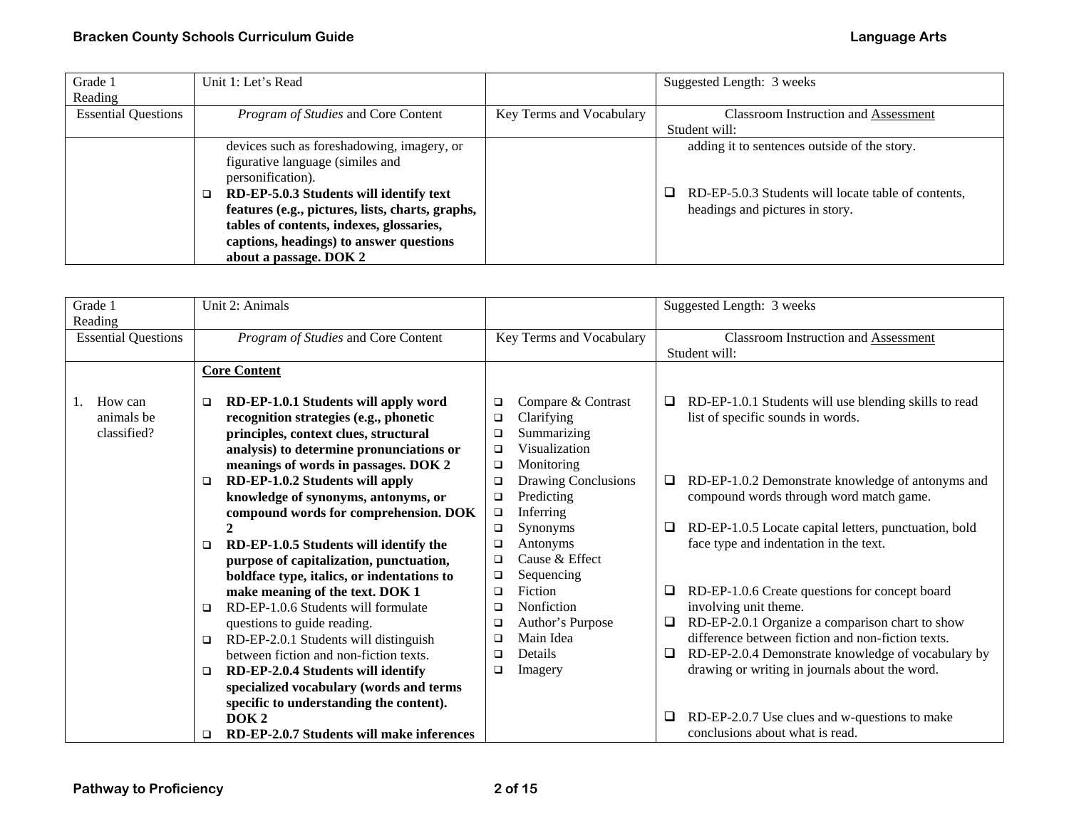| Grade 1 Reading | Unit 1: Let's Read | | Suggested Length: 3 weeks |
|---|---|---|---|
| Essential Questions | *Program of Studies* and Core Content | Key Terms and Vocabulary | Classroom Instruction and Assessment Student will: |
| | devices such as foreshadowing, imagery, or figurative language (similes and personification).<br>❑ **RD-EP-5.0.3 Students will identify text features (e.g., pictures, lists, charts, graphs, tables of contents, indexes, glossaries, captions, headings) to answer questions about a passage. DOK 2** | | adding it to sentences outside of the story.<br>❑ RD-EP-5.0.3 Students will locate table of contents, headings and pictures in story. |

| Grade 1 Reading | Unit 2: Animals | | Suggested Length: 3 weeks |
|---|---|---|---|
| Essential Questions | *Program of Studies* and Core Content | Key Terms and Vocabulary | Classroom Instruction and Assessment Student will: |
| 1. How can animals be classified? | **Core Content**<br>❑ **RD-EP-1.0.1 Students will apply word recognition strategies (e.g., phonetic principles, context clues, structural analysis) to determine pronunciations or meanings of words in passages. DOK 2**<br>❑ **RD-EP-1.0.2 Students will apply knowledge of synonyms, antonyms, or compound words for comprehension. DOK 2**<br>❑ **RD-EP-1.0.5 Students will identify the purpose of capitalization, punctuation, boldface type, italics, or indentations to make meaning of the text. DOK 1**<br>❑ RD-EP-1.0.6 Students will formulate questions to guide reading.<br>❑ RD-EP-2.0.1 Students will distinguish between fiction and non-fiction texts.<br>❑ **RD-EP-2.0.4 Students will identify specialized vocabulary (words and terms specific to understanding the content). DOK 2**<br>❑ **RD-EP-2.0.7 Students will make inferences** | ❑ Compare & Contrast<br>❑ Clarifying<br>❑ Summarizing<br>❑ Visualization<br>❑ Monitoring<br>❑ Drawing Conclusions<br>❑ Predicting<br>❑ Inferring<br>❑ Synonyms<br>❑ Antonyms<br>❑ Cause & Effect<br>❑ Sequencing<br>❑ Fiction<br>❑ Nonfiction<br>❑ Author's Purpose<br>❑ Main Idea<br>❑ Details<br>❑ Imagery | ❑ RD-EP-1.0.1 Students will use blending skills to read list of specific sounds in words.<br>❑ RD-EP-1.0.2 Demonstrate knowledge of antonyms and compound words through word match game.<br>❑ RD-EP-1.0.5 Locate capital letters, punctuation, bold face type and indentation in the text.<br>❑ RD-EP-1.0.6 Create questions for concept board involving unit theme.<br>❑ RD-EP-2.0.1 Organize a comparison chart to show difference between fiction and non-fiction texts.<br>❑ RD-EP-2.0.4 Demonstrate knowledge of vocabulary by drawing or writing in journals about the word.<br>❑ RD-EP-2.0.7 Use clues and w-questions to make conclusions about what is read. |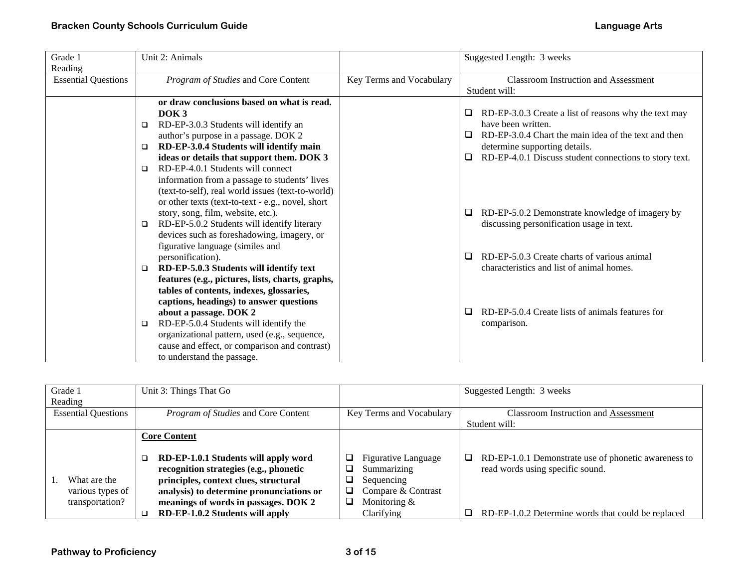| Grade 1<br>Reading | Unit 2: Animals | | Suggested Length: 3 weeks |
|---|---|---|---|
| Essential Questions | *Program of Studies* and Core Content | Key Terms and Vocabulary | Classroom Instruction and Assessment<br>Student will: |
| | **or draw conclusions based on what is read. DOK 3**<br>❑ RD-EP-3.0.3 Students will identify an author's purpose in a passage. DOK 2<br>❑ **RD-EP-3.0.4 Students will identify main ideas or details that support them. DOK 3**<br>❑ RD-EP-4.0.1 Students will connect information from a passage to students' lives (text-to-self), real world issues (text-to-world) or other texts (text-to-text - e.g., novel, short story, song, film, website, etc.).<br>❑ RD-EP-5.0.2 Students will identify literary devices such as foreshadowing, imagery, or figurative language (similes and personification).<br>❑ **RD-EP-5.0.3 Students will identify text features (e.g., pictures, lists, charts, graphs, tables of contents, indexes, glossaries, captions, headings) to answer questions about a passage. DOK 2**<br>❑ RD-EP-5.0.4 Students will identify the organizational pattern, used (e.g., sequence, cause and effect, or comparison and contrast) to understand the passage. | | ❑ RD-EP-3.0.3 Create a list of reasons why the text may have been written.<br>❑ RD-EP-3.0.4 Chart the main idea of the text and then determine supporting details.<br>❑ RD-EP-4.0.1 Discuss student connections to story text.<br>❑ RD-EP-5.0.2 Demonstrate knowledge of imagery by discussing personification usage in text.<br>❑ RD-EP-5.0.3 Create charts of various animal characteristics and list of animal homes.<br>❑ RD-EP-5.0.4 Create lists of animals features for comparison. |

| Grade 1<br>Reading | Unit 3: Things That Go | | Suggested Length: 3 weeks |
|---|---|---|---|
| Essential Questions | *Program of Studies* and Core Content | Key Terms and Vocabulary | Classroom Instruction and Assessment<br>Student will: |
| 1. What are the various types of transportation? | **Core Content**<br>❑ **RD-EP-1.0.1 Students will apply word recognition strategies (e.g., phonetic principles, context clues, structural analysis) to determine pronunciations or meanings of words in passages. DOK 2**<br>❑ **RD-EP-1.0.2 Students will apply** | ❑ Figurative Language<br>❑ Summarizing<br>❑ Sequencing<br>❑ Compare & Contrast<br>❑ Monitoring & Clarifying | ❑ RD-EP-1.0.1 Demonstrate use of phonetic awareness to read words using specific sound.<br>❑ RD-EP-1.0.2 Determine words that could be replaced |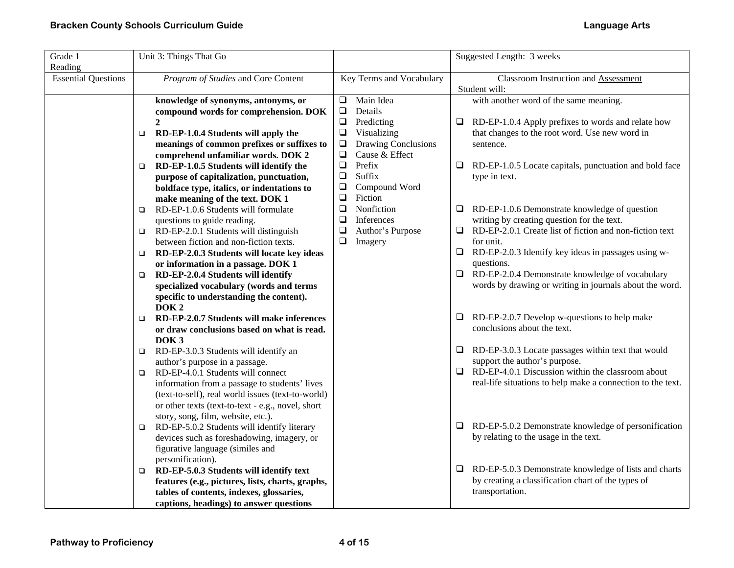| Grade 1 Reading | Unit 3: Things That Go | | Suggested Length: 3 weeks |
|---|---|---|---|
| Essential Questions | *Program of Studies* and Core Content | Key Terms and Vocabulary | Classroom Instruction and Assessment<br>Student will: |
| | **knowledge of synonyms, antonyms, or compound words for comprehension. DOK 2**<br>❑ **RD-EP-1.0.4 Students will apply the meanings of common prefixes or suffixes to comprehend unfamiliar words. DOK 2**<br>❑ **RD-EP-1.0.5 Students will identify the purpose of capitalization, punctuation, boldface type, italics, or indentations to make meaning of the text. DOK 1**<br>❑ RD-EP-1.0.6 Students will formulate questions to guide reading.<br>❑ RD-EP-2.0.1 Students will distinguish between fiction and non-fiction texts.<br>❑ **RD-EP-2.0.3 Students will locate key ideas or information in a passage. DOK 1**<br>❑ **RD-EP-2.0.4 Students will identify specialized vocabulary (words and terms specific to understanding the content). DOK 2**<br>❑ **RD-EP-2.0.7 Students will make inferences or draw conclusions based on what is read. DOK 3**<br>❑ RD-EP-3.0.3 Students will identify an author's purpose in a passage.<br>❑ RD-EP-4.0.1 Students will connect information from a passage to students' lives (text-to-self), real world issues (text-to-world) or other texts (text-to-text - e.g., novel, short story, song, film, website, etc.).<br>❑ RD-EP-5.0.2 Students will identify literary devices such as foreshadowing, imagery, or figurative language (similes and personification).<br>❑ **RD-EP-5.0.3 Students will identify text features (e.g., pictures, lists, charts, graphs, tables of contents, indexes, glossaries, captions, headings) to answer questions** | ❑ Main Idea<br>❑ Details<br>❑ Predicting<br>❑ Visualizing<br>❑ Drawing Conclusions<br>❑ Cause & Effect<br>❑ Prefix<br>❑ Suffix<br>❑ Compound Word<br>❑ Fiction<br>❑ Nonfiction<br>❑ Inferences<br>❑ Author's Purpose<br>❑ Imagery | with another word of the same meaning.<br>❑ RD-EP-1.0.4 Apply prefixes to words and relate how that changes to the root word. Use new word in sentence.<br>❑ RD-EP-1.0.5 Locate capitals, punctuation and bold face type in text.<br>❑ RD-EP-1.0.6 Demonstrate knowledge of question writing by creating question for the text.<br>❑ RD-EP-2.0.1 Create list of fiction and non-fiction text for unit.<br>❑ RD-EP-2.0.3 Identify key ideas in passages using w-questions.<br>❑ RD-EP-2.0.4 Demonstrate knowledge of vocabulary words by drawing or writing in journals about the word.<br>❑ RD-EP-2.0.7 Develop w-questions to help make conclusions about the text.<br>❑ RD-EP-3.0.3 Locate passages within text that would support the author's purpose.<br>❑ RD-EP-4.0.1 Discussion within the classroom about real-life situations to help make a connection to the text.<br>❑ RD-EP-5.0.2 Demonstrate knowledge of personification by relating to the usage in the text.<br>❑ RD-EP-5.0.3 Demonstrate knowledge of lists and charts by creating a classification chart of the types of transportation. |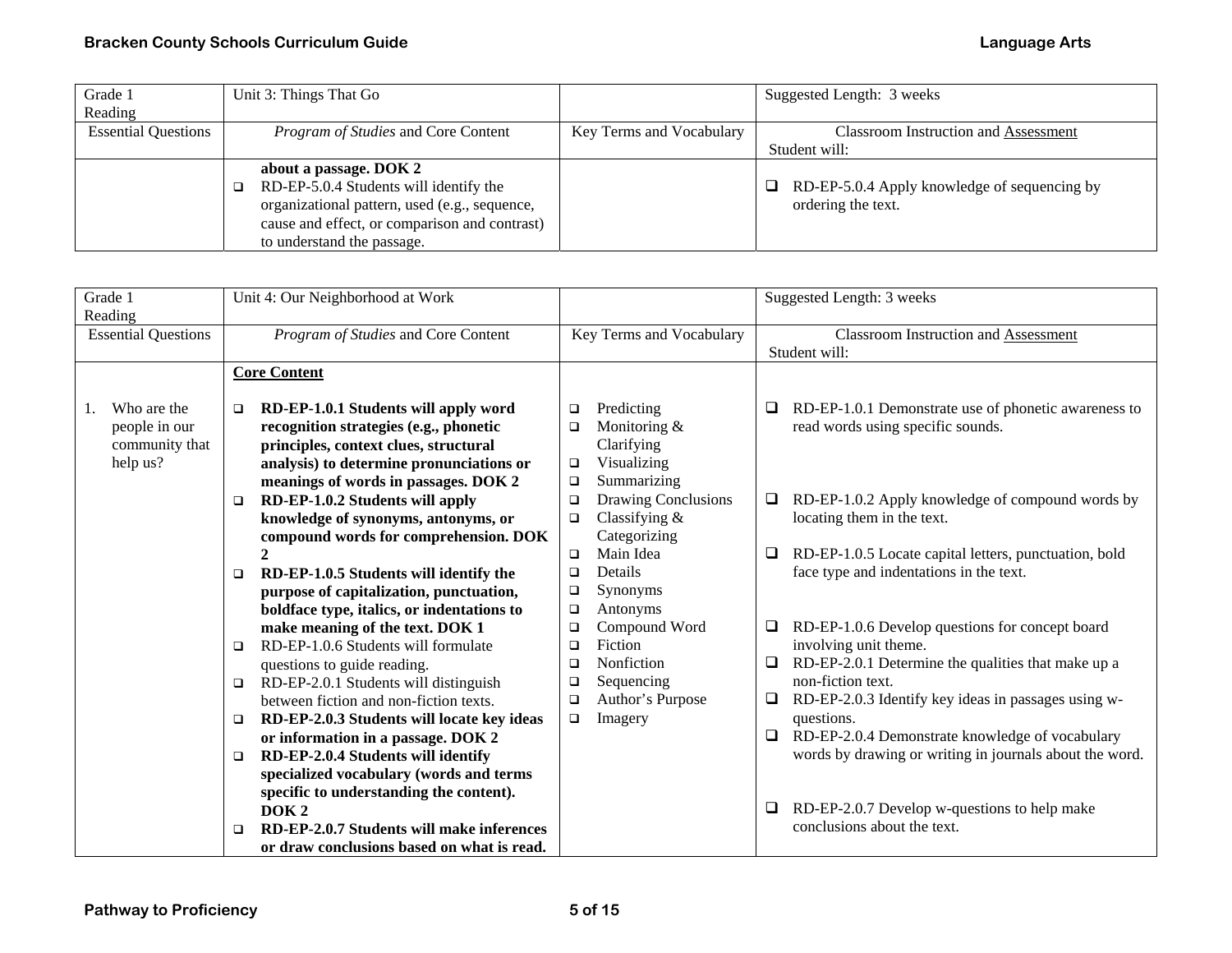| Grade 1 Reading | Unit 3: Things That Go | | Suggested Length: 3 weeks |
|---|---|---|---|
| Essential Questions | *Program of Studies* and Core Content | Key Terms and Vocabulary | Classroom Instruction and Assessment Student will: |
| | **about a passage. DOK 2**<br>❑ RD-EP-5.0.4 Students will identify the organizational pattern, used (e.g., sequence, cause and effect, or comparison and contrast) to understand the passage. | | ❑ RD-EP-5.0.4 Apply knowledge of sequencing by ordering the text. |

| Grade 1 Reading | Unit 4: Our Neighborhood at Work | | Suggested Length: 3 weeks |
|---|---|---|---|
| Essential Questions | *Program of Studies* and Core Content | Key Terms and Vocabulary | Classroom Instruction and Assessment Student will: |
| 1. Who are the people in our community that help us? | **Core Content**<br>❑ **RD-EP-1.0.1 Students will apply word recognition strategies (e.g., phonetic principles, context clues, structural analysis) to determine pronunciations or meanings of words in passages. DOK 2**<br>❑ **RD-EP-1.0.2 Students will apply knowledge of synonyms, antonyms, or compound words for comprehension. DOK 2**<br>❑ **RD-EP-1.0.5 Students will identify the purpose of capitalization, punctuation, boldface type, italics, or indentations to make meaning of the text. DOK 1**<br>❑ RD-EP-1.0.6 Students will formulate questions to guide reading.<br>❑ RD-EP-2.0.1 Students will distinguish between fiction and non-fiction texts.<br>❑ **RD-EP-2.0.3 Students will locate key ideas or information in a passage. DOK 2**<br>❑ **RD-EP-2.0.4 Students will identify specialized vocabulary (words and terms specific to understanding the content). DOK 2**<br>❑ **RD-EP-2.0.7 Students will make inferences or draw conclusions based on what is read.** | ❑ Predicting<br>❑ Monitoring & Clarifying<br>❑ Visualizing<br>❑ Summarizing<br>❑ Drawing Conclusions<br>❑ Classifying & Categorizing<br>❑ Main Idea<br>❑ Details<br>❑ Synonyms<br>❑ Antonyms<br>❑ Compound Word<br>❑ Fiction<br>❑ Nonfiction<br>❑ Sequencing<br>❑ Author's Purpose<br>❑ Imagery | ❑ RD-EP-1.0.1 Demonstrate use of phonetic awareness to read words using specific sounds.<br>❑ RD-EP-1.0.2 Apply knowledge of compound words by locating them in the text.<br>❑ RD-EP-1.0.5 Locate capital letters, punctuation, bold face type and indentations in the text.<br>❑ RD-EP-1.0.6 Develop questions for concept board involving unit theme.<br>❑ RD-EP-2.0.1 Determine the qualities that make up a non-fiction text.<br>❑ RD-EP-2.0.3 Identify key ideas in passages using w-questions.<br>❑ RD-EP-2.0.4 Demonstrate knowledge of vocabulary words by drawing or writing in journals about the word.<br>❑ RD-EP-2.0.7 Develop w-questions to help make conclusions about the text. |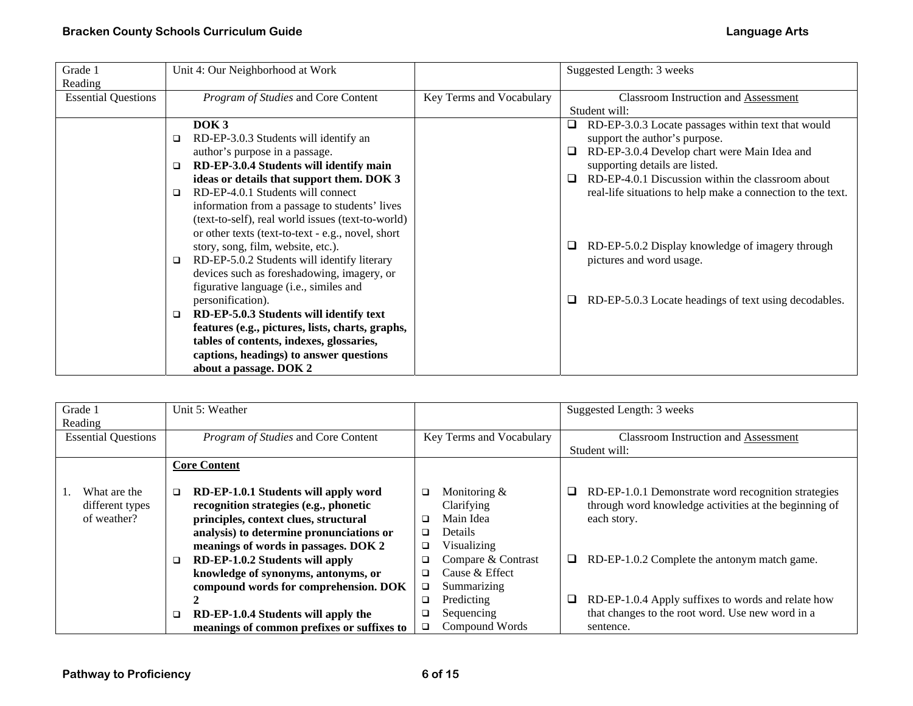| Grade 1 Reading | Unit 4: Our Neighborhood at Work | | Suggested Length: 3 weeks |
|---|---|---|---|
| Essential Questions | *Program of Studies* and Core Content | Key Terms and Vocabulary | Classroom Instruction and Assessment Student will: |
| | **DOK 3**<br>❑ RD-EP-3.0.3 Students will identify an author's purpose in a passage.<br>❑ **RD-EP-3.0.4 Students will identify main ideas or details that support them. DOK 3**<br>❑ RD-EP-4.0.1 Students will connect information from a passage to students' lives (text-to-self), real world issues (text-to-world) or other texts (text-to-text - e.g., novel, short story, song, film, website, etc.).<br>❑ RD-EP-5.0.2 Students will identify literary devices such as foreshadowing, imagery, or figurative language (i.e., similes and personification).<br>❑ **RD-EP-5.0.3 Students will identify text features (e.g., pictures, lists, charts, graphs, tables of contents, indexes, glossaries, captions, headings) to answer questions about a passage. DOK 2** | | ❑ RD-EP-3.0.3 Locate passages within text that would support the author's purpose.<br>❑ RD-EP-3.0.4 Develop chart were Main Idea and supporting details are listed.<br>❑ RD-EP-4.0.1 Discussion within the classroom about real-life situations to help make a connection to the text.<br>❑ RD-EP-5.0.2 Display knowledge of imagery through pictures and word usage.<br>❑ RD-EP-5.0.3 Locate headings of text using decodables. |

| Grade 1 Reading | Unit 5: Weather | | Suggested Length: 3 weeks |
|---|---|---|---|
| Essential Questions | *Program of Studies* and Core Content | Key Terms and Vocabulary | Classroom Instruction and Assessment Student will: |
| 1. What are the different types of weather? | **Core Content**<br>❑ **RD-EP-1.0.1 Students will apply word recognition strategies (e.g., phonetic principles, context clues, structural analysis) to determine pronunciations or meanings of words in passages. DOK 2**<br>❑ **RD-EP-1.0.2 Students will apply knowledge of synonyms, antonyms, or compound words for comprehension. DOK 2**<br>❑ **RD-EP-1.0.4 Students will apply the meanings of common prefixes or suffixes to** | ❑ Monitoring & Clarifying<br>❑ Main Idea<br>❑ Details<br>❑ Visualizing<br>❑ Compare & Contrast<br>❑ Cause & Effect<br>❑ Summarizing<br>❑ Predicting<br>❑ Sequencing<br>❑ Compound Words | ❑ RD-EP-1.0.1 Demonstrate word recognition strategies through word knowledge activities at the beginning of each story.<br>❑ RD-EP-1.0.2 Complete the antonym match game.<br>❑ RD-EP-1.0.4 Apply suffixes to words and relate how that changes to the root word. Use new word in a sentence. |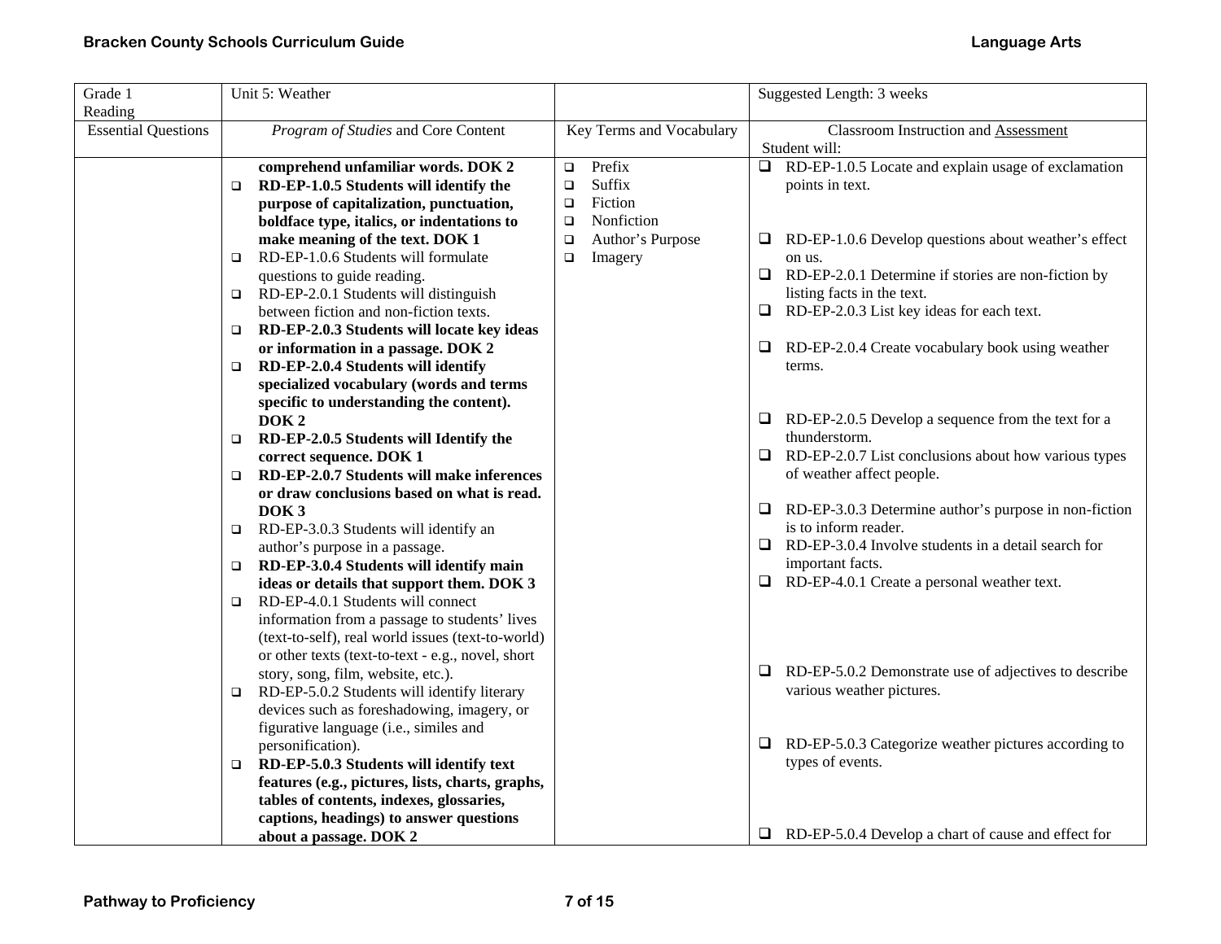| Grade 1 Reading | Unit 5: Weather | | Suggested Length: 3 weeks |
|---|---|---|---|
| Essential Questions | *Program of Studies* and Core Content | Key Terms and Vocabulary | Classroom Instruction and Assessment<br>Student will: |
| | **comprehend unfamiliar words. DOK 2**<br>❑ **RD-EP-1.0.5 Students will identify the purpose of capitalization, punctuation, boldface type, italics, or indentations to make meaning of the text. DOK 1**<br>❑ RD-EP-1.0.6 Students will formulate questions to guide reading.<br>❑ RD-EP-2.0.1 Students will distinguish between fiction and non-fiction texts.<br>❑ **RD-EP-2.0.3 Students will locate key ideas or information in a passage. DOK 2**<br>❑ **RD-EP-2.0.4 Students will identify specialized vocabulary (words and terms specific to understanding the content). DOK 2**<br>❑ **RD-EP-2.0.5 Students will Identify the correct sequence. DOK 1**<br>❑ **RD-EP-2.0.7 Students will make inferences or draw conclusions based on what is read. DOK 3**<br>❑ RD-EP-3.0.3 Students will identify an author's purpose in a passage.<br>❑ **RD-EP-3.0.4 Students will identify main ideas or details that support them. DOK 3**<br>❑ RD-EP-4.0.1 Students will connect information from a passage to students' lives (text-to-self), real world issues (text-to-world) or other texts (text-to-text - e.g., novel, short story, song, film, website, etc.).<br>❑ RD-EP-5.0.2 Students will identify literary devices such as foreshadowing, imagery, or figurative language (i.e., similes and personification).<br>❑ **RD-EP-5.0.3 Students will identify text features (e.g., pictures, lists, charts, graphs, tables of contents, indexes, glossaries, captions, headings) to answer questions about a passage. DOK 2** | ❑ Prefix<br>❑ Suffix<br>❑ Fiction<br>❑ Nonfiction<br>❑ Author's Purpose<br>❑ Imagery | ❑ RD-EP-1.0.5 Locate and explain usage of exclamation points in text.<br>❑ RD-EP-1.0.6 Develop questions about weather's effect on us.<br>❑ RD-EP-2.0.1 Determine if stories are non-fiction by listing facts in the text.<br>❑ RD-EP-2.0.3 List key ideas for each text.<br>❑ RD-EP-2.0.4 Create vocabulary book using weather terms.<br>❑ RD-EP-2.0.5 Develop a sequence from the text for a thunderstorm.<br>❑ RD-EP-2.0.7 List conclusions about how various types of weather affect people.<br>❑ RD-EP-3.0.3 Determine author's purpose in non-fiction is to inform reader.<br>❑ RD-EP-3.0.4 Involve students in a detail search for important facts.<br>❑ RD-EP-4.0.1 Create a personal weather text.<br>❑ RD-EP-5.0.2 Demonstrate use of adjectives to describe various weather pictures.<br>❑ RD-EP-5.0.3 Categorize weather pictures according to types of events.<br>❑ RD-EP-5.0.4 Develop a chart of cause and effect for |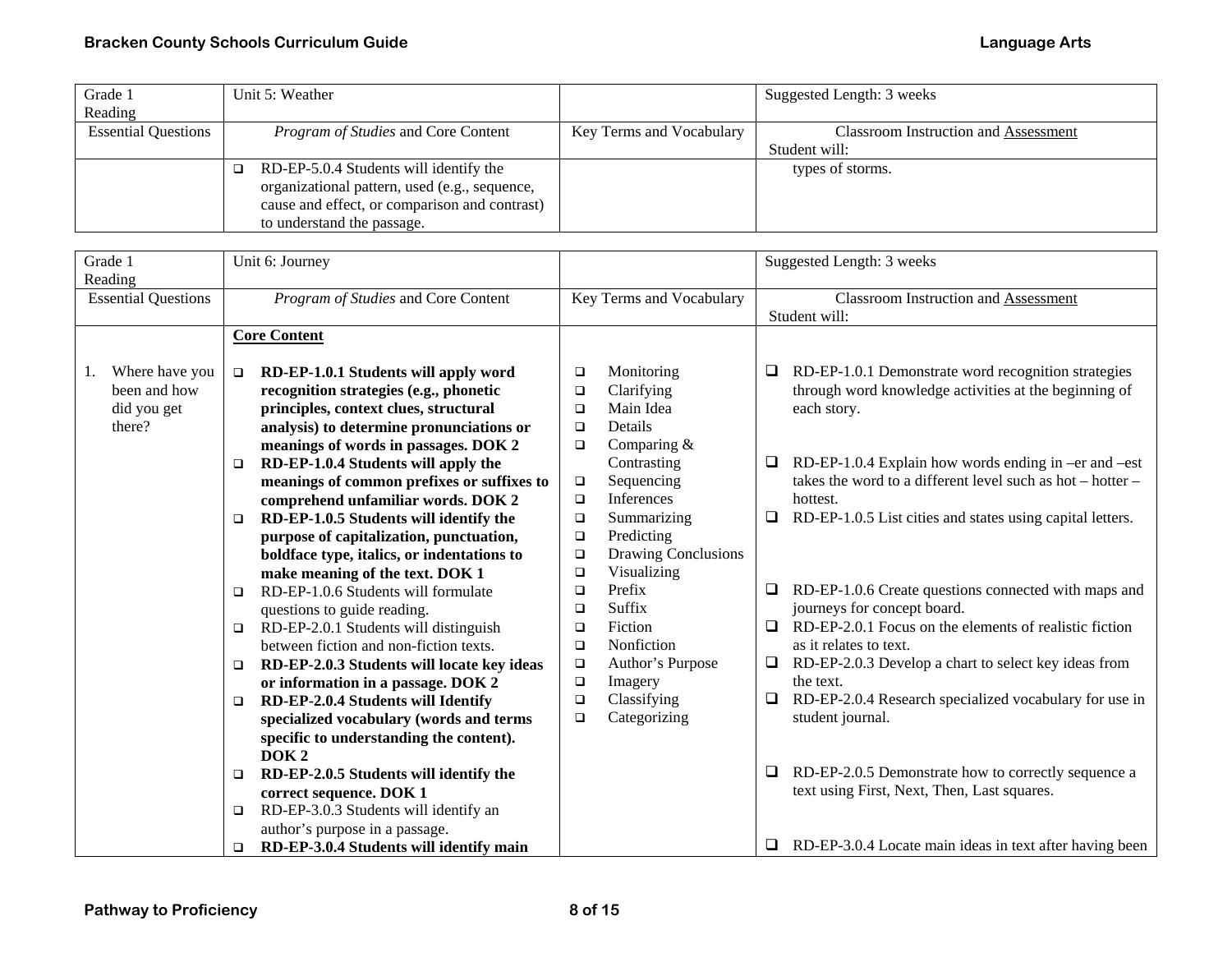| Grade 1 Reading | Unit 5: Weather | | Suggested Length: 3 weeks |
|---|---|---|---|
| Essential Questions | *Program of Studies* and Core Content | Key Terms and Vocabulary | Classroom Instruction and Assessment<br>Student will: |
| | ❑ RD-EP-5.0.4 Students will identify the organizational pattern, used (e.g., sequence, cause and effect, or comparison and contrast) to understand the passage. | | types of storms. |

| Grade 1 Reading | Unit 6: Journey | | Suggested Length: 3 weeks |
|---|---|---|---|
| Essential Questions | *Program of Studies* and Core Content | Key Terms and Vocabulary | Classroom Instruction and Assessment<br>Student will: |
| 1. Where have you been and how did you get there? | **Core Content**<br><br>❑ **RD-EP-1.0.1 Students will apply word recognition strategies (e.g., phonetic principles, context clues, structural analysis) to determine pronunciations or meanings of words in passages. DOK 2**<br>❑ **RD-EP-1.0.4 Students will apply the meanings of common prefixes or suffixes to comprehend unfamiliar words. DOK 2**<br>❑ **RD-EP-1.0.5 Students will identify the purpose of capitalization, punctuation, boldface type, italics, or indentations to make meaning of the text. DOK 1**<br>❑ RD-EP-1.0.6 Students will formulate questions to guide reading.<br>❑ RD-EP-2.0.1 Students will distinguish between fiction and non-fiction texts.<br>❑ **RD-EP-2.0.3 Students will locate key ideas or information in a passage. DOK 2**<br>❑ **RD-EP-2.0.4 Students will Identify specialized vocabulary (words and terms specific to understanding the content). DOK 2**<br>❑ **RD-EP-2.0.5 Students will identify the correct sequence. DOK 1**<br>❑ RD-EP-3.0.3 Students will identify an author's purpose in a passage.<br>❑ **RD-EP-3.0.4 Students will identify main** | ❑ Monitoring<br>❑ Clarifying<br>❑ Main Idea<br>❑ Details<br>❑ Comparing & Contrasting<br>❑ Sequencing<br>❑ Inferences<br>❑ Summarizing<br>❑ Predicting<br>❑ Drawing Conclusions<br>❑ Visualizing<br>❑ Prefix<br>❑ Suffix<br>❑ Fiction<br>❑ Nonfiction<br>❑ Author's Purpose<br>❑ Imagery<br>❑ Classifying<br>❑ Categorizing | ❑ RD-EP-1.0.1 Demonstrate word recognition strategies through word knowledge activities at the beginning of each story.<br>❑ RD-EP-1.0.4 Explain how words ending in –er and –est takes the word to a different level such as hot – hotter – hottest.<br>❑ RD-EP-1.0.5 List cities and states using capital letters.<br>❑ RD-EP-1.0.6 Create questions connected with maps and journeys for concept board.<br>❑ RD-EP-2.0.1 Focus on the elements of realistic fiction as it relates to text.<br>❑ RD-EP-2.0.3 Develop a chart to select key ideas from the text.<br>❑ RD-EP-2.0.4 Research specialized vocabulary for use in student journal.<br>❑ RD-EP-2.0.5 Demonstrate how to correctly sequence a text using First, Next, Then, Last squares.<br>❑ RD-EP-3.0.4 Locate main ideas in text after having been |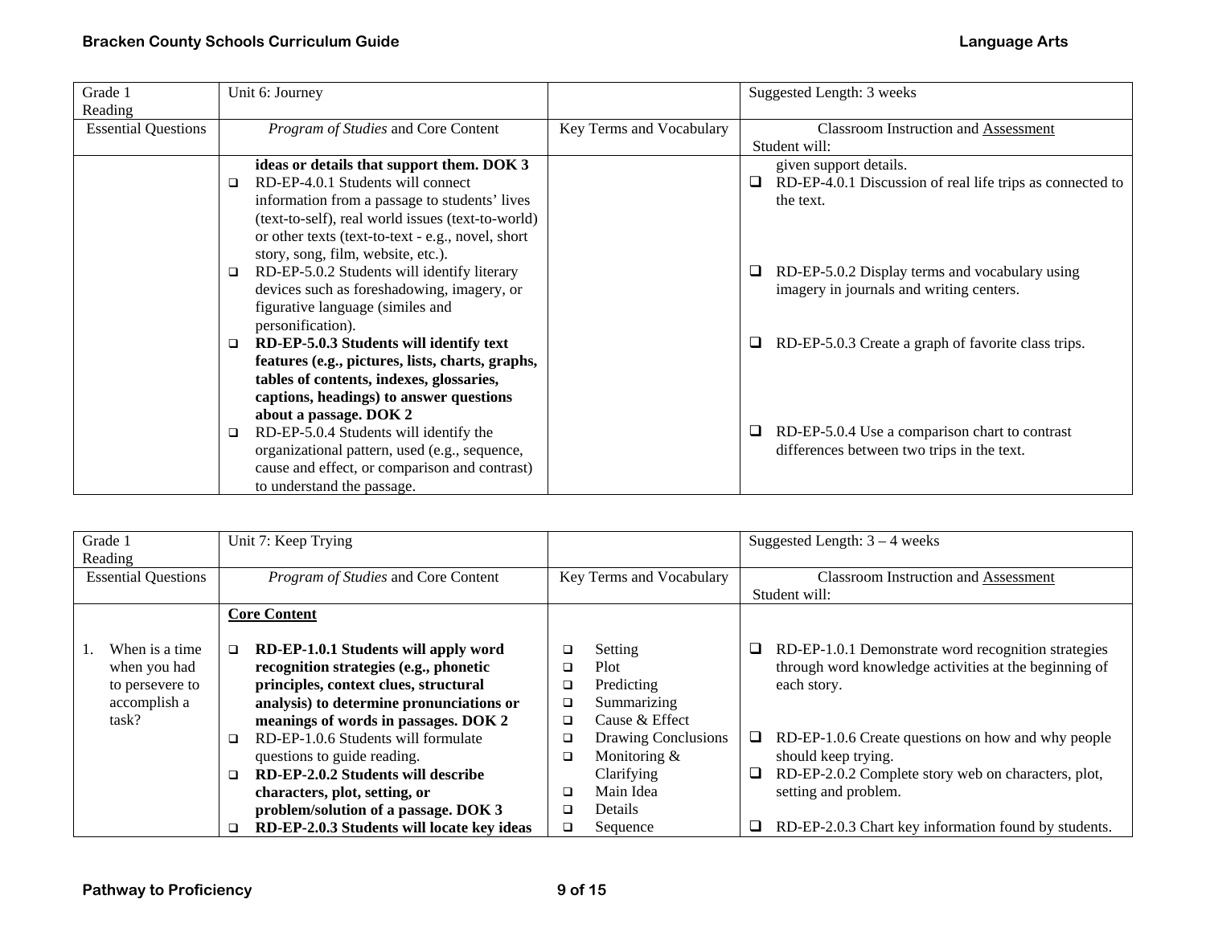| Grade 1 Reading | Unit 6: Journey | | Suggested Length: 3 weeks |
|---|---|---|---|
| Essential Questions | *Program of Studies* and Core Content | Key Terms and Vocabulary | Classroom Instruction and Assessment<br>Student will: |
| | **ideas or details that support them. DOK 3**<br>❑ RD-EP-4.0.1 Students will connect information from a passage to students' lives (text-to-self), real world issues (text-to-world) or other texts (text-to-text - e.g., novel, short story, song, film, website, etc.).<br>❑ RD-EP-5.0.2 Students will identify literary devices such as foreshadowing, imagery, or figurative language (similes and personification).<br>❑ **RD-EP-5.0.3 Students will identify text features (e.g., pictures, lists, charts, graphs, tables of contents, indexes, glossaries, captions, headings) to answer questions about a passage. DOK 2**<br>❑ RD-EP-5.0.4 Students will identify the organizational pattern, used (e.g., sequence, cause and effect, or comparison and contrast) to understand the passage. | | given support details.<br>❑ RD-EP-4.0.1 Discussion of real life trips as connected to the text.<br>❑ RD-EP-5.0.2 Display terms and vocabulary using imagery in journals and writing centers.<br>❑ RD-EP-5.0.3 Create a graph of favorite class trips.<br>❑ RD-EP-5.0.4 Use a comparison chart to contrast differences between two trips in the text. |

| Grade 1 Reading | Unit 7: Keep Trying | | Suggested Length: 3 – 4 weeks |
|---|---|---|---|
| Essential Questions | *Program of Studies* and Core Content | Key Terms and Vocabulary | Classroom Instruction and Assessment<br>Student will: |
| 1. When is a time when you had to persevere to accomplish a task? | **Core Content**<br>❑ **RD-EP-1.0.1 Students will apply word recognition strategies (e.g., phonetic principles, context clues, structural analysis) to determine pronunciations or meanings of words in passages. DOK 2**<br>❑ RD-EP-1.0.6 Students will formulate questions to guide reading.<br>❑ **RD-EP-2.0.2 Students will describe characters, plot, setting, or problem/solution of a passage. DOK 3**<br>❑ **RD-EP-2.0.3 Students will locate key ideas** | ❑ Setting<br>❑ Plot<br>❑ Predicting<br>❑ Summarizing<br>❑ Cause & Effect<br>❑ Drawing Conclusions<br>❑ Monitoring & Clarifying<br>❑ Main Idea<br>❑ Details<br>❑ Sequence | ❑ RD-EP-1.0.1 Demonstrate word recognition strategies through word knowledge activities at the beginning of each story.<br>❑ RD-EP-1.0.6 Create questions on how and why people should keep trying.<br>❑ RD-EP-2.0.2 Complete story web on characters, plot, setting and problem.<br>❑ RD-EP-2.0.3 Chart key information found by students. |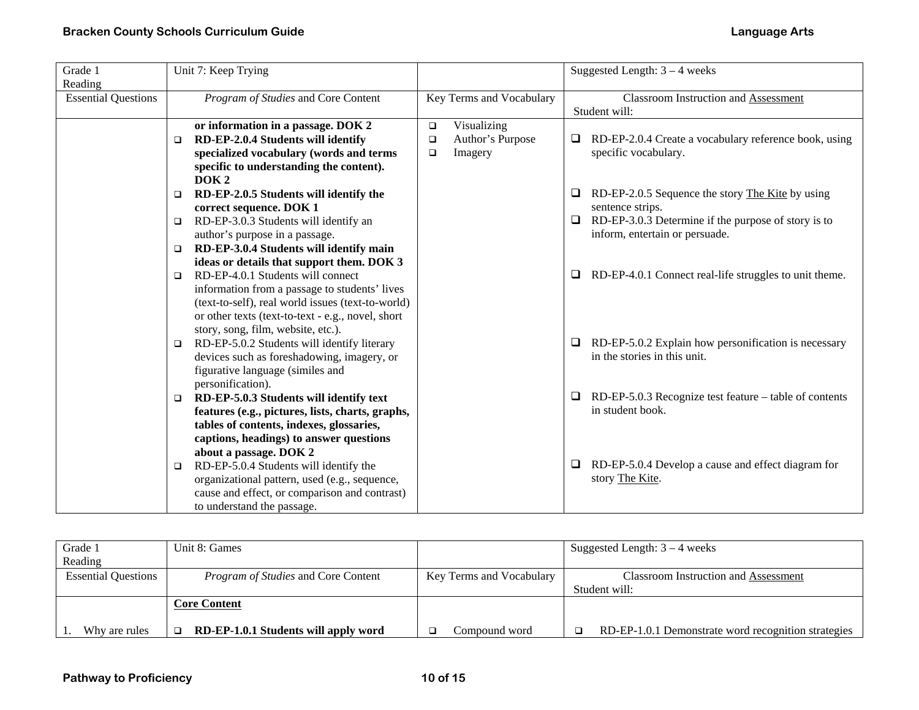| Grade 1 Reading | Unit 7: Keep Trying | | Suggested Length: 3 – 4 weeks |
|---|---|---|---|
| Essential Questions | *Program of Studies* and Core Content | Key Terms and Vocabulary | Classroom Instruction and Assessment Student will: |
| | **or information in a passage. DOK 2**<br>❑ **RD-EP-2.0.4 Students will identify specialized vocabulary (words and terms specific to understanding the content). DOK 2**<br>❑ **RD-EP-2.0.5 Students will identify the correct sequence. DOK 1**<br>❑ RD-EP-3.0.3 Students will identify an author's purpose in a passage.<br>❑ **RD-EP-3.0.4 Students will identify main ideas or details that support them. DOK 3**<br>❑ RD-EP-4.0.1 Students will connect information from a passage to students' lives (text-to-self), real world issues (text-to-world) or other texts (text-to-text - e.g., novel, short story, song, film, website, etc.).<br>❑ RD-EP-5.0.2 Students will identify literary devices such as foreshadowing, imagery, or figurative language (similes and personification).<br>❑ **RD-EP-5.0.3 Students will identify text features (e.g., pictures, lists, charts, graphs, tables of contents, indexes, glossaries, captions, headings) to answer questions about a passage. DOK 2**<br>❑ RD-EP-5.0.4 Students will identify the organizational pattern, used (e.g., sequence, cause and effect, or comparison and contrast) to understand the passage. | ❑ Visualizing<br>❑ Author's Purpose<br>❑ Imagery | ❑ RD-EP-2.0.4 Create a vocabulary reference book, using specific vocabulary.<br>❑ RD-EP-2.0.5 Sequence the story The Kite by using sentence strips.<br>❑ RD-EP-3.0.3 Determine if the purpose of story is to inform, entertain or persuade.<br>❑ RD-EP-4.0.1 Connect real-life struggles to unit theme.<br>❑ RD-EP-5.0.2 Explain how personification is necessary in the stories in this unit.<br>❑ RD-EP-5.0.3 Recognize test feature – table of contents in student book.<br>❑ RD-EP-5.0.4 Develop a cause and effect diagram for story The Kite. |

| Grade 1 Reading | Unit 8: Games | | Suggested Length: 3 – 4 weeks |
|---|---|---|---|
| Essential Questions | *Program of Studies* and Core Content | Key Terms and Vocabulary | Classroom Instruction and Assessment Student will: |
| 1. Why are rules | **Core Content**<br>❑ **RD-EP-1.0.1 Students will apply word** | ❑ Compound word | ❑ RD-EP-1.0.1 Demonstrate word recognition strategies |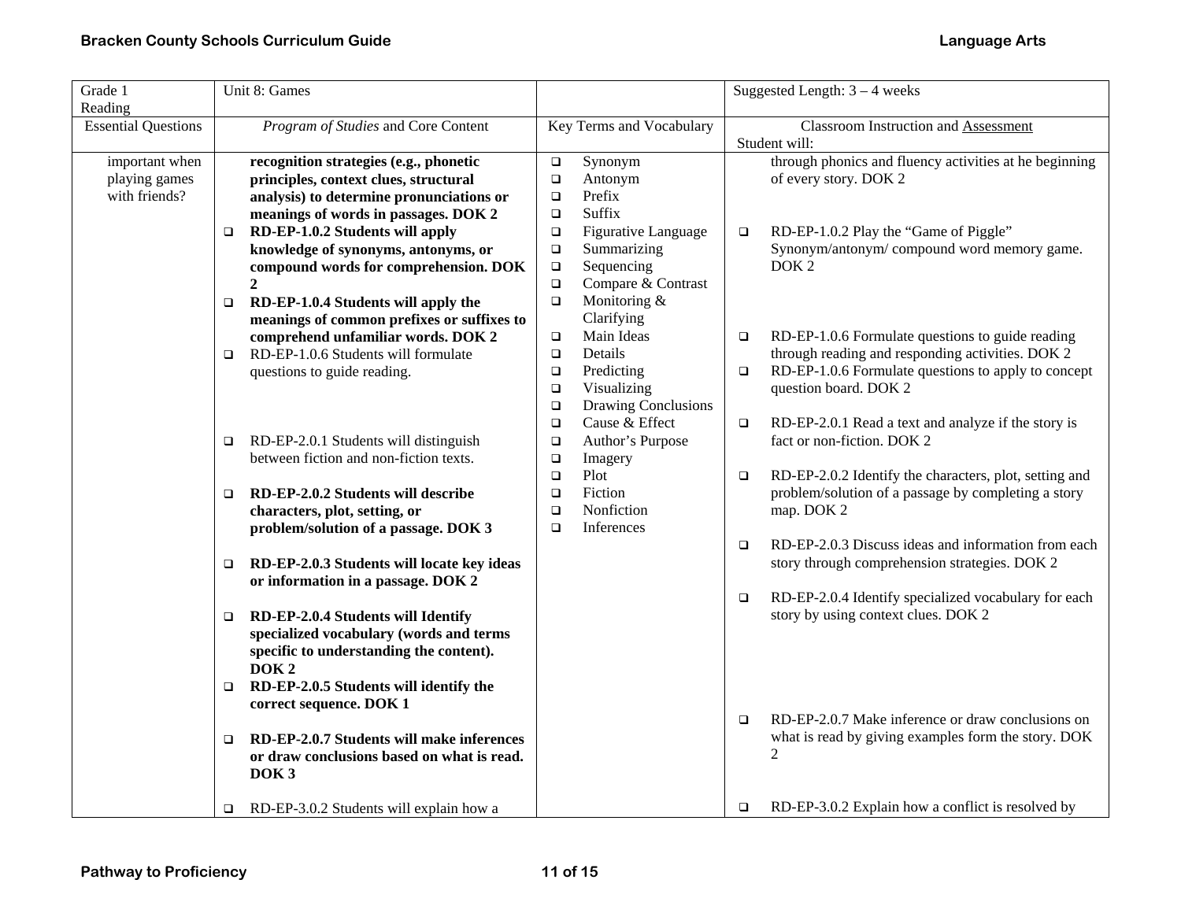| Grade 1 Reading | Unit 8: Games | | Suggested Length: 3 – 4 weeks |
|---|---|---|---|
| Essential Questions | *Program of Studies* and Core Content | Key Terms and Vocabulary | Classroom Instruction and Assessment<br>Student will: |
| important when playing games with friends? | **recognition strategies (e.g., phonetic principles, context clues, structural analysis) to determine pronunciations or meanings of words in passages. DOK 2**<br>❑ **RD-EP-1.0.2 Students will apply knowledge of synonyms, antonyms, or compound words for comprehension. DOK 2**<br>❑ **RD-EP-1.0.4 Students will apply the meanings of common prefixes or suffixes to comprehend unfamiliar words. DOK 2**<br>❑ RD-EP-1.0.6 Students will formulate questions to guide reading.<br><br>❑ RD-EP-2.0.1 Students will distinguish between fiction and non-fiction texts.<br><br>❑ **RD-EP-2.0.2 Students will describe characters, plot, setting, or problem/solution of a passage. DOK 3**<br><br>❑ **RD-EP-2.0.3 Students will locate key ideas or information in a passage. DOK 2**<br><br>❑ **RD-EP-2.0.4 Students will Identify specialized vocabulary (words and terms specific to understanding the content). DOK 2**<br>❑ **RD-EP-2.0.5 Students will identify the correct sequence. DOK 1**<br><br>❑ **RD-EP-2.0.7 Students will make inferences or draw conclusions based on what is read. DOK 3**<br><br>❑ RD-EP-3.0.2 Students will explain how a | ❑ Synonym<br>❑ Antonym<br>❑ Prefix<br>❑ Suffix<br>❑ Figurative Language<br>❑ Summarizing<br>❑ Sequencing<br>❑ Compare & Contrast<br>❑ Monitoring & Clarifying<br>❑ Main Ideas<br>❑ Details<br>❑ Predicting<br>❑ Visualizing<br>❑ Drawing Conclusions<br>❑ Cause & Effect<br>❑ Author's Purpose<br>❑ Imagery<br>❑ Plot<br>❑ Fiction<br>❑ Nonfiction<br>❑ Inferences | through phonics and fluency activities at he beginning of every story. DOK 2<br><br>❑ RD-EP-1.0.2 Play the "Game of Piggle" Synonym/antonym/ compound word memory game. DOK 2<br><br>❑ RD-EP-1.0.6 Formulate questions to guide reading through reading and responding activities. DOK 2<br>❑ RD-EP-1.0.6 Formulate questions to apply to concept question board. DOK 2<br><br>❑ RD-EP-2.0.1 Read a text and analyze if the story is fact or non-fiction. DOK 2<br><br>❑ RD-EP-2.0.2 Identify the characters, plot, setting and problem/solution of a passage by completing a story map. DOK 2<br><br>❑ RD-EP-2.0.3 Discuss ideas and information from each story through comprehension strategies. DOK 2<br><br>❑ RD-EP-2.0.4 Identify specialized vocabulary for each story by using context clues. DOK 2<br><br>❑ RD-EP-2.0.7 Make inference or draw conclusions on what is read by giving examples form the story. DOK 2<br><br>❑ RD-EP-3.0.2 Explain how a conflict is resolved by |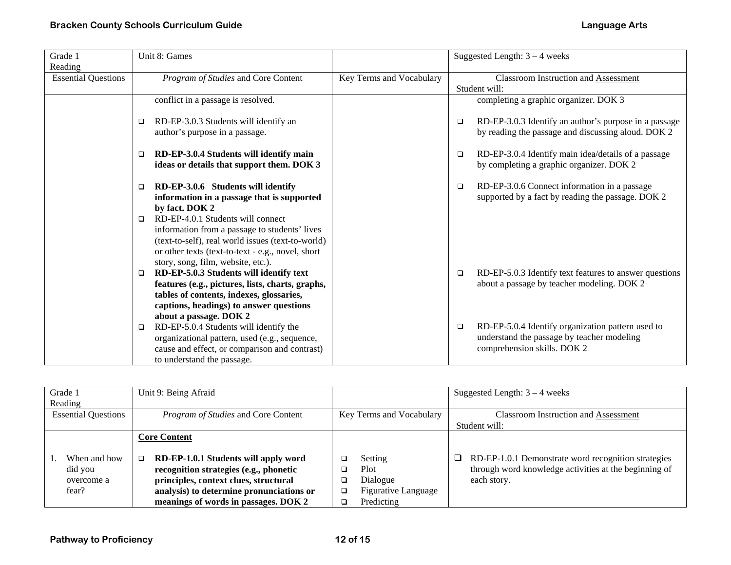| Grade 1 Reading | Unit 8: Games | | Suggested Length: 3 – 4 weeks |
|---|---|---|---|
| Essential Questions | *Program of Studies* and Core Content | Key Terms and Vocabulary | Classroom Instruction and Assessment<br>Student will: |
| | conflict in a passage is resolved.<br><br>❑ RD-EP-3.0.3 Students will identify an author's purpose in a passage.<br><br>❑ **RD-EP-3.0.4 Students will identify main ideas or details that support them. DOK 3**<br><br>❑ **RD-EP-3.0.6 Students will identify information in a passage that is supported by fact. DOK 2**<br>❑ RD-EP-4.0.1 Students will connect information from a passage to students' lives (text-to-self), real world issues (text-to-world) or other texts (text-to-text - e.g., novel, short story, song, film, website, etc.).<br>❑ **RD-EP-5.0.3 Students will identify text features (e.g., pictures, lists, charts, graphs, tables of contents, indexes, glossaries, captions, headings) to answer questions about a passage. DOK 2**<br>❑ RD-EP-5.0.4 Students will identify the organizational pattern, used (e.g., sequence, cause and effect, or comparison and contrast) to understand the passage. | | completing a graphic organizer. DOK 3<br><br>❑ RD-EP-3.0.3 Identify an author's purpose in a passage by reading the passage and discussing aloud. DOK 2<br><br>❑ RD-EP-3.0.4 Identify main idea/details of a passage by completing a graphic organizer. DOK 2<br><br>❑ RD-EP-3.0.6 Connect information in a passage supported by a fact by reading the passage. DOK 2<br><br>❑ RD-EP-5.0.3 Identify text features to answer questions about a passage by teacher modeling. DOK 2<br><br>❑ RD-EP-5.0.4 Identify organization pattern used to understand the passage by teacher modeling comprehension skills. DOK 2 |

| Grade 1 Reading | Unit 9: Being Afraid | | Suggested Length: 3 – 4 weeks |
|---|---|---|---|
| Essential Questions | *Program of Studies* and Core Content | Key Terms and Vocabulary | Classroom Instruction and Assessment<br>Student will: |
| 1. When and how did you overcome a fear? | **Core Content**<br><br>❑ **RD-EP-1.0.1 Students will apply word recognition strategies (e.g., phonetic principles, context clues, structural analysis) to determine pronunciations or meanings of words in passages. DOK 2** | ❑ Setting<br>❑ Plot<br>❑ Dialogue<br>❑ Figurative Language<br>❑ Predicting | ❑ RD-EP-1.0.1 Demonstrate word recognition strategies through word knowledge activities at the beginning of each story. |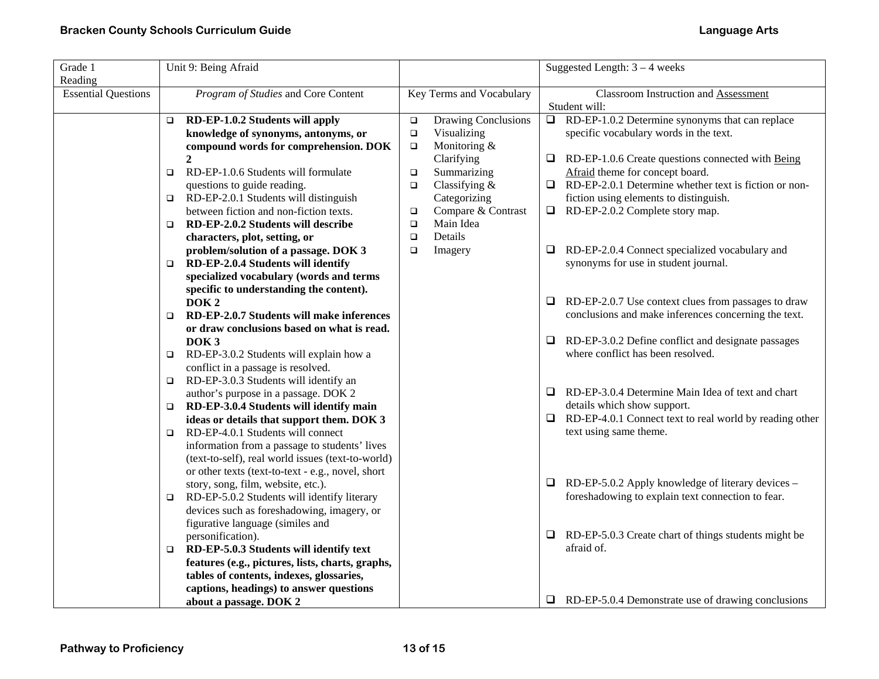| Grade 1 Reading | Unit 9: Being Afraid | | Suggested Length: 3 – 4 weeks |
|---|---|---|---|
| Essential Questions | *Program of Studies* and Core Content | Key Terms and Vocabulary | Classroom Instruction and Assessment<br>Student will: |
| | ❑ **RD-EP-1.0.2 Students will apply knowledge of synonyms, antonyms, or compound words for comprehension. DOK 2**<br>❑ RD-EP-1.0.6 Students will formulate questions to guide reading.<br>❑ RD-EP-2.0.1 Students will distinguish between fiction and non-fiction texts.<br>❑ **RD-EP-2.0.2 Students will describe characters, plot, setting, or problem/solution of a passage. DOK 3**<br>❑ **RD-EP-2.0.4 Students will identify specialized vocabulary (words and terms specific to understanding the content). DOK 2**<br>❑ **RD-EP-2.0.7 Students will make inferences or draw conclusions based on what is read. DOK 3**<br>❑ RD-EP-3.0.2 Students will explain how a conflict in a passage is resolved.<br>❑ RD-EP-3.0.3 Students will identify an author's purpose in a passage. DOK 2<br>❑ **RD-EP-3.0.4 Students will identify main ideas or details that support them. DOK 3**<br>❑ RD-EP-4.0.1 Students will connect information from a passage to students' lives (text-to-self), real world issues (text-to-world) or other texts (text-to-text - e.g., novel, short story, song, film, website, etc.).<br>❑ RD-EP-5.0.2 Students will identify literary devices such as foreshadowing, imagery, or figurative language (similes and personification).<br>❑ **RD-EP-5.0.3 Students will identify text features (e.g., pictures, lists, charts, graphs, tables of contents, indexes, glossaries, captions, headings) to answer questions about a passage. DOK 2** | ❑ Drawing Conclusions<br>❑ Visualizing<br>❑ Monitoring & Clarifying<br>❑ Summarizing<br>❑ Classifying & Categorizing<br>❑ Compare & Contrast<br>❑ Main Idea<br>❑ Details<br>❑ Imagery | ❑ RD-EP-1.0.2 Determine synonyms that can replace specific vocabulary words in the text.<br>❑ RD-EP-1.0.6 Create questions connected with Being Afraid theme for concept board.<br>❑ RD-EP-2.0.1 Determine whether text is fiction or non-fiction using elements to distinguish.<br>❑ RD-EP-2.0.2 Complete story map.<br>❑ RD-EP-2.0.4 Connect specialized vocabulary and synonyms for use in student journal.<br>❑ RD-EP-2.0.7 Use context clues from passages to draw conclusions and make inferences concerning the text.<br>❑ RD-EP-3.0.2 Define conflict and designate passages where conflict has been resolved.<br>❑ RD-EP-3.0.4 Determine Main Idea of text and chart details which show support.<br>❑ RD-EP-4.0.1 Connect text to real world by reading other text using same theme.<br>❑ RD-EP-5.0.2 Apply knowledge of literary devices – foreshadowing to explain text connection to fear.<br>❑ RD-EP-5.0.3 Create chart of things students might be afraid of.<br>❑ RD-EP-5.0.4 Demonstrate use of drawing conclusions |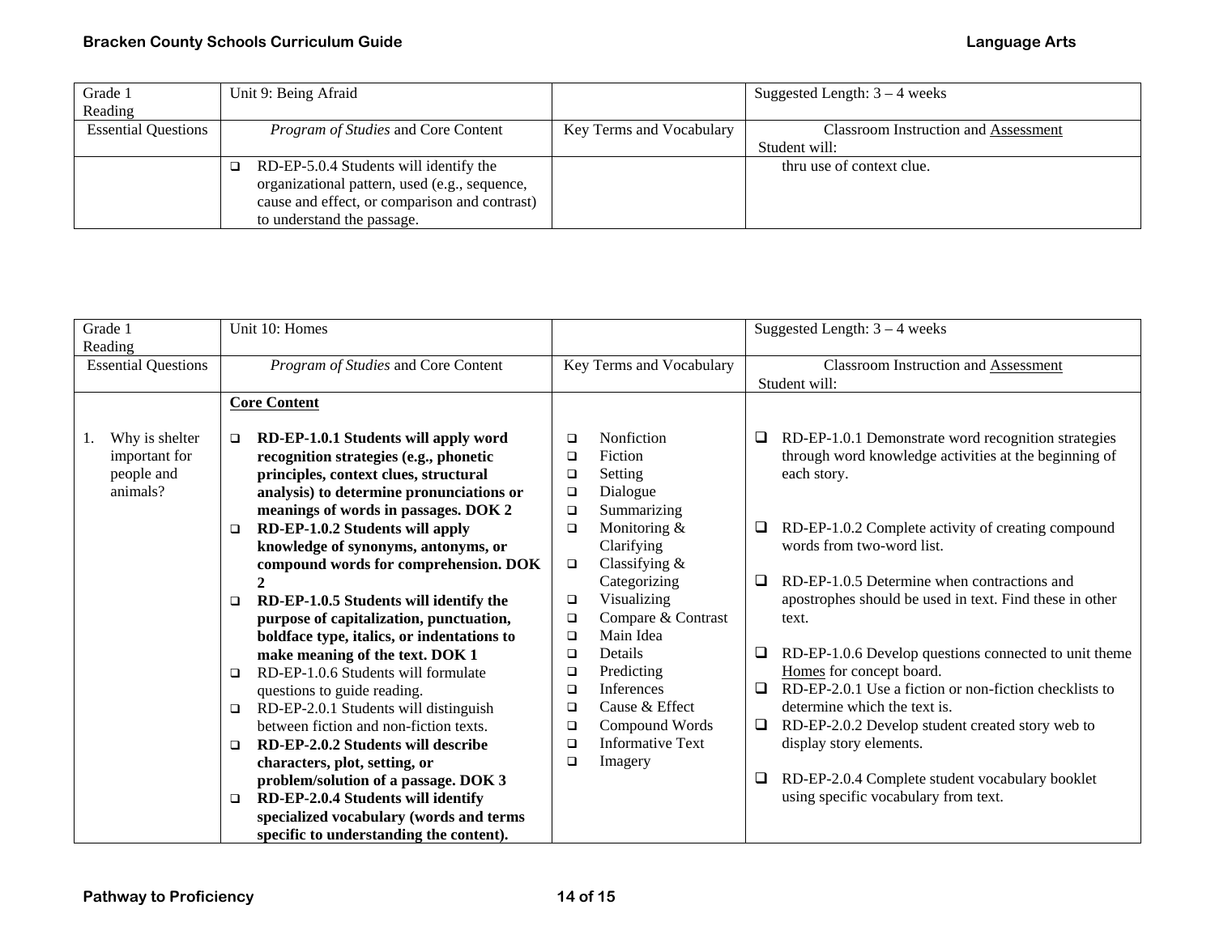| Grade 1 Reading | Unit 9: Being Afraid | | Suggested Length: 3 – 4 weeks |
|---|---|---|---|
| Essential Questions | *Program of Studies* and Core Content | Key Terms and Vocabulary | Classroom Instruction and Assessment<br>Student will: |
| | ❑ RD-EP-5.0.4 Students will identify the organizational pattern, used (e.g., sequence, cause and effect, or comparison and contrast) to understand the passage. | | thru use of context clue. |

| Grade 1 Reading | Unit 10: Homes | | Suggested Length: 3 – 4 weeks |
|---|---|---|---|
| Essential Questions | *Program of Studies* and Core Content | Key Terms and Vocabulary | Classroom Instruction and Assessment<br>Student will: |
| 1. Why is shelter important for people and animals? | **Core Content**<br><br>❑ **RD-EP-1.0.1 Students will apply word recognition strategies (e.g., phonetic principles, context clues, structural analysis) to determine pronunciations or meanings of words in passages. DOK 2**<br>❑ **RD-EP-1.0.2 Students will apply knowledge of synonyms, antonyms, or compound words for comprehension. DOK 2**<br>❑ **RD-EP-1.0.5 Students will identify the purpose of capitalization, punctuation, boldface type, italics, or indentations to make meaning of the text. DOK 1**<br>❑ RD-EP-1.0.6 Students will formulate questions to guide reading.<br>❑ RD-EP-2.0.1 Students will distinguish between fiction and non-fiction texts.<br>❑ **RD-EP-2.0.2 Students will describe characters, plot, setting, or problem/solution of a passage. DOK 3**<br>❑ **RD-EP-2.0.4 Students will identify specialized vocabulary (words and terms specific to understanding the content).** | ❑ Nonfiction<br>❑ Fiction<br>❑ Setting<br>❑ Dialogue<br>❑ Summarizing<br>❑ Monitoring & Clarifying<br>❑ Classifying & Categorizing<br>❑ Visualizing<br>❑ Compare & Contrast<br>❑ Main Idea<br>❑ Details<br>❑ Predicting<br>❑ Inferences<br>❑ Cause & Effect<br>❑ Compound Words<br>❑ Informative Text<br>❑ Imagery | ❑ RD-EP-1.0.1 Demonstrate word recognition strategies through word knowledge activities at the beginning of each story.<br><br>❑ RD-EP-1.0.2 Complete activity of creating compound words from two-word list.<br><br>❑ RD-EP-1.0.5 Determine when contractions and apostrophes should be used in text. Find these in other text.<br><br>❑ RD-EP-1.0.6 Develop questions connected to unit theme <u>Homes</u> for concept board.<br>❑ RD-EP-2.0.1 Use a fiction or non-fiction checklists to determine which the text is.<br>❑ RD-EP-2.0.2 Develop student created story web to display story elements.<br><br>❑ RD-EP-2.0.4 Complete student vocabulary booklet using specific vocabulary from text. |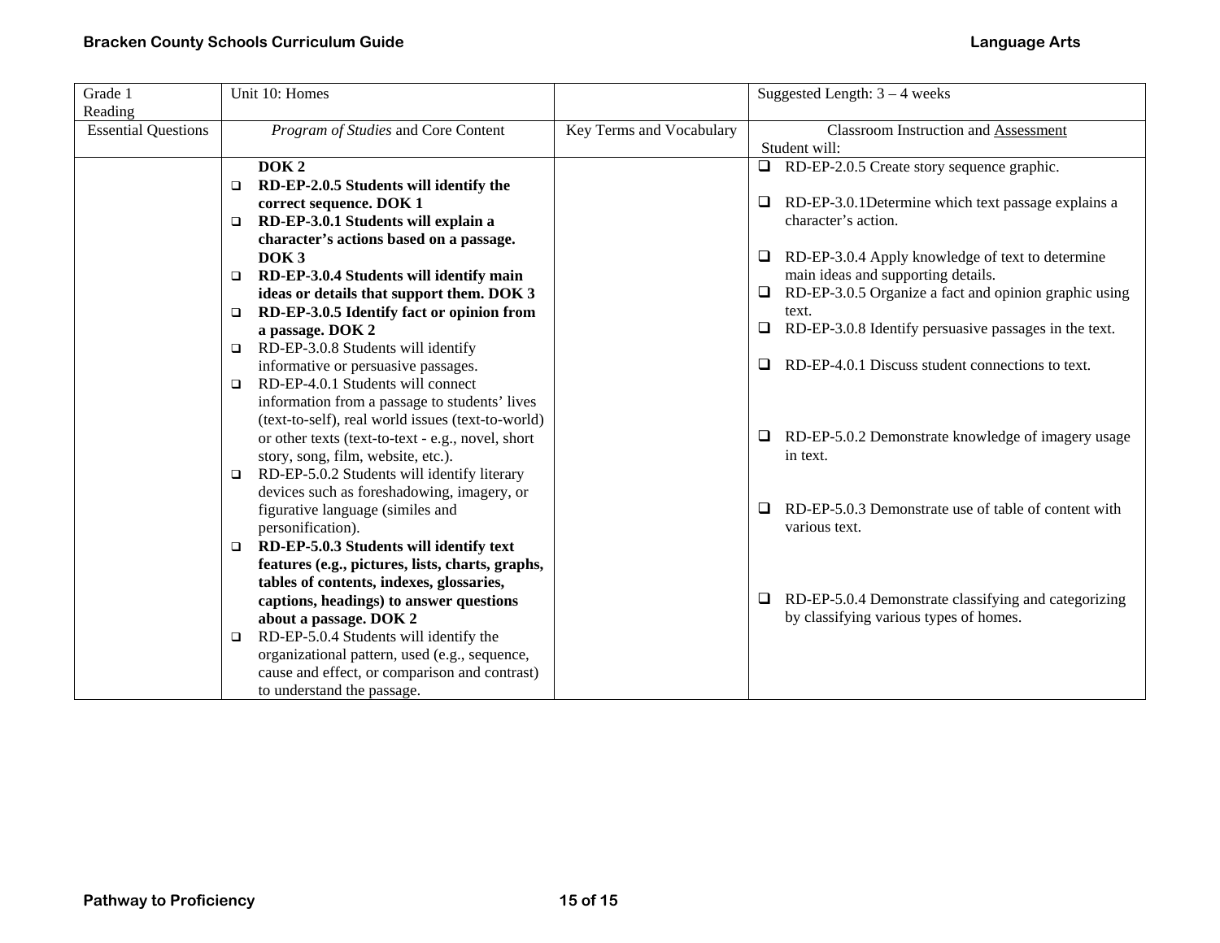| Grade 1 Reading | Unit 10: Homes | | Suggested Length: 3 – 4 weeks |
|---|---|---|---|
| Essential Questions | *Program of Studies* and Core Content | Key Terms and Vocabulary | Classroom Instruction and Assessment<br>Student will: |
| | **DOK 2**<br>❑ **RD-EP-2.0.5 Students will identify the correct sequence. DOK 1**<br>❑ **RD-EP-3.0.1 Students will explain a character's actions based on a passage. DOK 3**<br>❑ **RD-EP-3.0.4 Students will identify main ideas or details that support them. DOK 3**<br>❑ **RD-EP-3.0.5 Identify fact or opinion from a passage. DOK 2**<br>❑ RD-EP-3.0.8 Students will identify informative or persuasive passages.<br>❑ RD-EP-4.0.1 Students will connect information from a passage to students' lives (text-to-self), real world issues (text-to-world) or other texts (text-to-text - e.g., novel, short story, song, film, website, etc.).<br>❑ RD-EP-5.0.2 Students will identify literary devices such as foreshadowing, imagery, or figurative language (similes and personification).<br>❑ **RD-EP-5.0.3 Students will identify text features (e.g., pictures, lists, charts, graphs, tables of contents, indexes, glossaries, captions, headings) to answer questions about a passage. DOK 2**<br>❑ RD-EP-5.0.4 Students will identify the organizational pattern, used (e.g., sequence, cause and effect, or comparison and contrast) to understand the passage. | | ❑ RD-EP-2.0.5 Create story sequence graphic.<br>❑ RD-EP-3.0.1Determine which text passage explains a character's action.<br>❑ RD-EP-3.0.4 Apply knowledge of text to determine main ideas and supporting details.<br>❑ RD-EP-3.0.5 Organize a fact and opinion graphic using text.<br>❑ RD-EP-3.0.8 Identify persuasive passages in the text.<br>❑ RD-EP-4.0.1 Discuss student connections to text.<br>❑ RD-EP-5.0.2 Demonstrate knowledge of imagery usage in text.<br>❑ RD-EP-5.0.3 Demonstrate use of table of content with various text.<br>❑ RD-EP-5.0.4 Demonstrate classifying and categorizing by classifying various types of homes. |